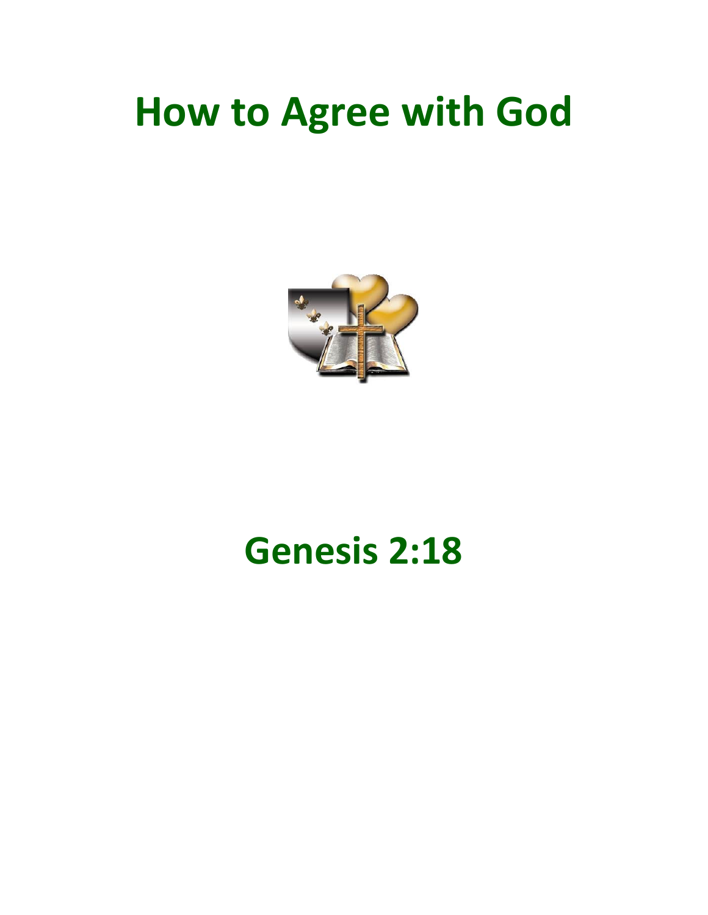# How to Agree with God

## Genesis 2:18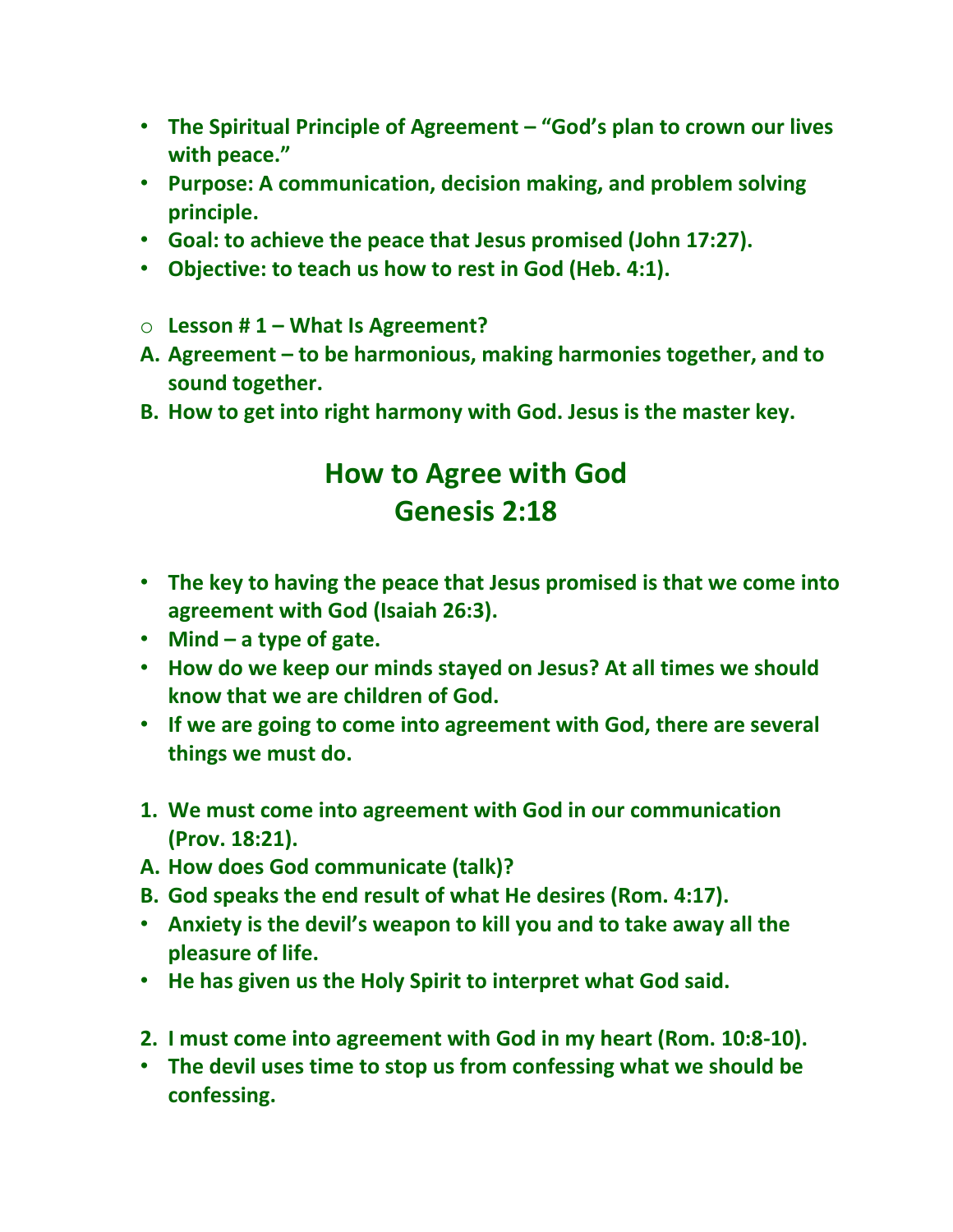- **The Spiritual Principle of Agreement – "God's plan to crown our lives with peace."**
- **Purpose: A communication, decision making, and problem solving principle.**
- **Goal: to achieve the peace that Jesus promised (John 17:27).**
- **Objective: to teach us how to rest in God (Heb. 4:1).**

- **Lesson # 1 – What Is Agreement?**

A. **Agreement – to be harmonious, making harmonies together, and to sound together.**

B. **How to get into right harmony with God. Jesus is the master key.**

## How to Agree with God
## Genesis 2:18

- **The key to having the peace that Jesus promised is that we come into agreement with God (Isaiah 26:3).**
- **Mind – a type of gate.**
- **How do we keep our minds stayed on Jesus? At all times we should know that we are children of God.**
- **If we are going to come into agreement with God, there are several things we must do.**

1. **We must come into agreement with God in our communication (Prov. 18:21).**

A. **How does God communicate (talk)?**

B. **God speaks the end result of what He desires (Rom. 4:17).**

- **Anxiety is the devil's weapon to kill you and to take away all the pleasure of life.**
- **He has given us the Holy Spirit to interpret what God said.**

2. **I must come into agreement with God in my heart (Rom. 10:8-10).**

- **The devil uses time to stop us from confessing what we should be confessing.**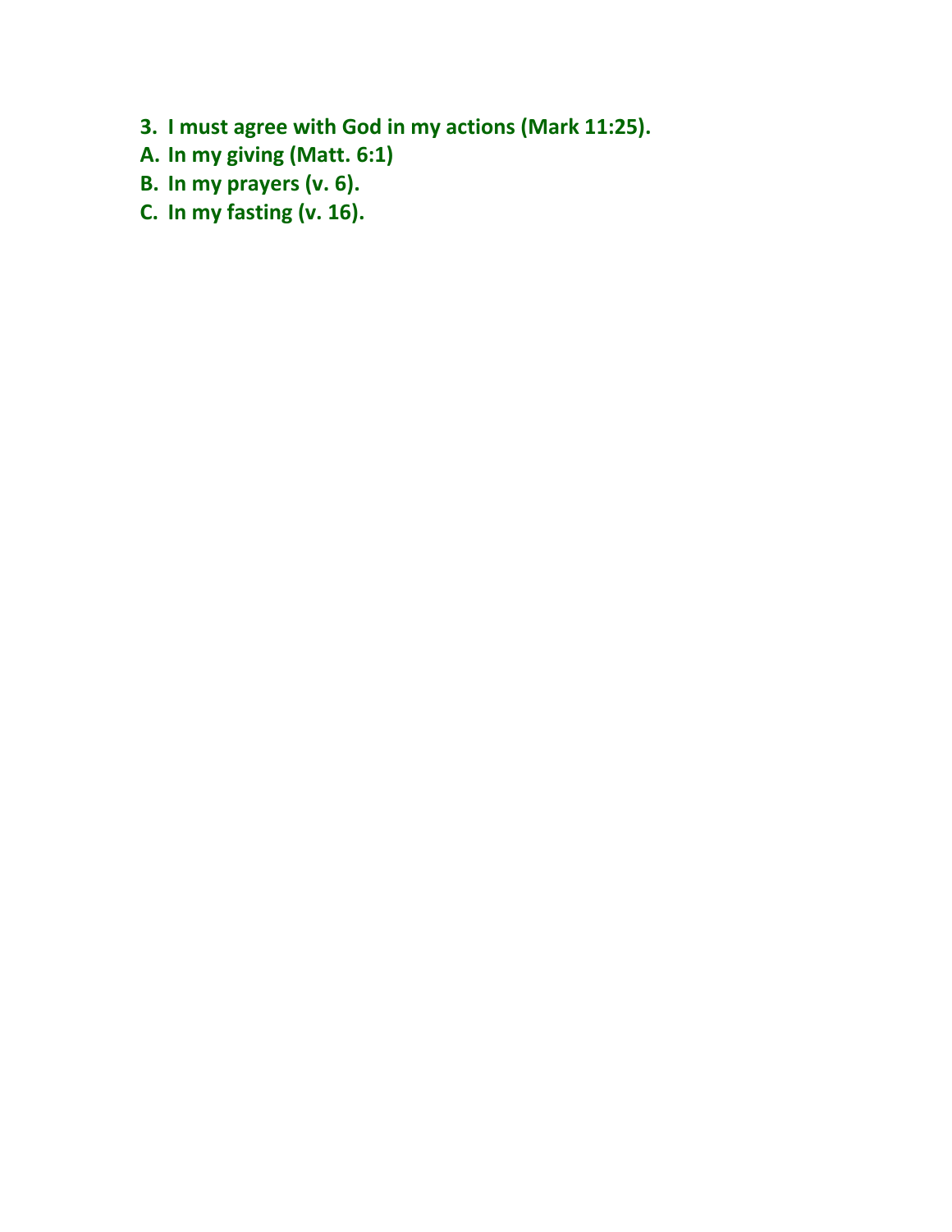**3. I must agree with God in my actions (Mark 11:25).**

**A. In my giving (Matt. 6:1)**

**B. In my prayers (v. 6).**

**C. In my fasting (v. 16).**